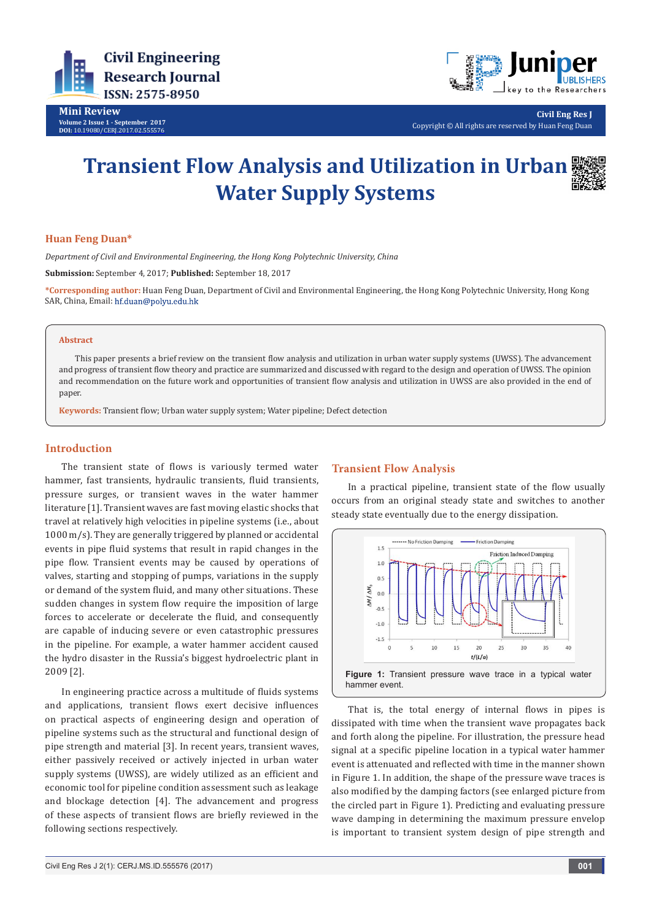Civil Engineering Research Journal
ISSN: 2575-8950

**Mini Review**
Volume 2 Issue 1 - September 2017
DOI: 10.19080/CERJ.2017.02.555576

**Civil Eng Res J**
Copyright © All rights are reserved by Huan Feng Duan

# Transient Flow Analysis and Utilization in Urban Water Supply Systems

**Huan Feng Duan***

*Department of Civil and Environmental Engineering, the Hong Kong Polytechnic University, China*

**Submission:** September 4, 2017; **Published:** September 18, 2017

***Corresponding author:** Huan Feng Duan, Department of Civil and Environmental Engineering, the Hong Kong Polytechnic University, Hong Kong SAR, China, Email: hf.duan@polyu.edu.hk

**Abstract**

This paper presents a brief review on the transient flow analysis and utilization in urban water supply systems (UWSS). The advancement and progress of transient flow theory and practice are summarized and discussed with regard to the design and operation of UWSS. The opinion and recommendation on the future work and opportunities of transient flow analysis and utilization in UWSS are also provided in the end of paper.

**Keywords:** Transient flow; Urban water supply system; Water pipeline; Defect detection

## Introduction

The transient state of flows is variously termed water hammer, fast transients, hydraulic transients, fluid transients, pressure surges, or transient waves in the water hammer literature [1]. Transient waves are fast moving elastic shocks that travel at relatively high velocities in pipeline systems (i.e., about 1000 m/s). They are generally triggered by planned or accidental events in pipe fluid systems that result in rapid changes in the pipe flow. Transient events may be caused by operations of valves, starting and stopping of pumps, variations in the supply or demand of the system fluid, and many other situations. These sudden changes in system flow require the imposition of large forces to accelerate or decelerate the fluid, and consequently are capable of inducing severe or even catastrophic pressures in the pipeline. For example, a water hammer accident caused the hydro disaster in the Russia's biggest hydroelectric plant in 2009 [2].

In engineering practice across a multitude of fluids systems and applications, transient flows exert decisive influences on practical aspects of engineering design and operation of pipeline systems such as the structural and functional design of pipe strength and material [3]. In recent years, transient waves, either passively received or actively injected in urban water supply systems (UWSS), are widely utilized as an efficient and economic tool for pipeline condition assessment such as leakage and blockage detection [4]. The advancement and progress of these aspects of transient flows are briefly reviewed in the following sections respectively.

## Transient Flow Analysis

In a practical pipeline, transient state of the flow usually occurs from an original steady state and switches to another steady state eventually due to the energy dissipation.

**Figure 1:** Transient pressure wave trace in a typical water hammer event.

That is, the total energy of internal flows in pipes is dissipated with time when the transient wave propagates back and forth along the pipeline. For illustration, the pressure head signal at a specific pipeline location in a typical water hammer event is attenuated and reflected with time in the manner shown in Figure 1. In addition, the shape of the pressure wave traces is also modified by the damping factors (see enlarged picture from the circled part in Figure 1). Predicting and evaluating pressure wave damping in determining the maximum pressure envelop is important to transient system design of pipe strength and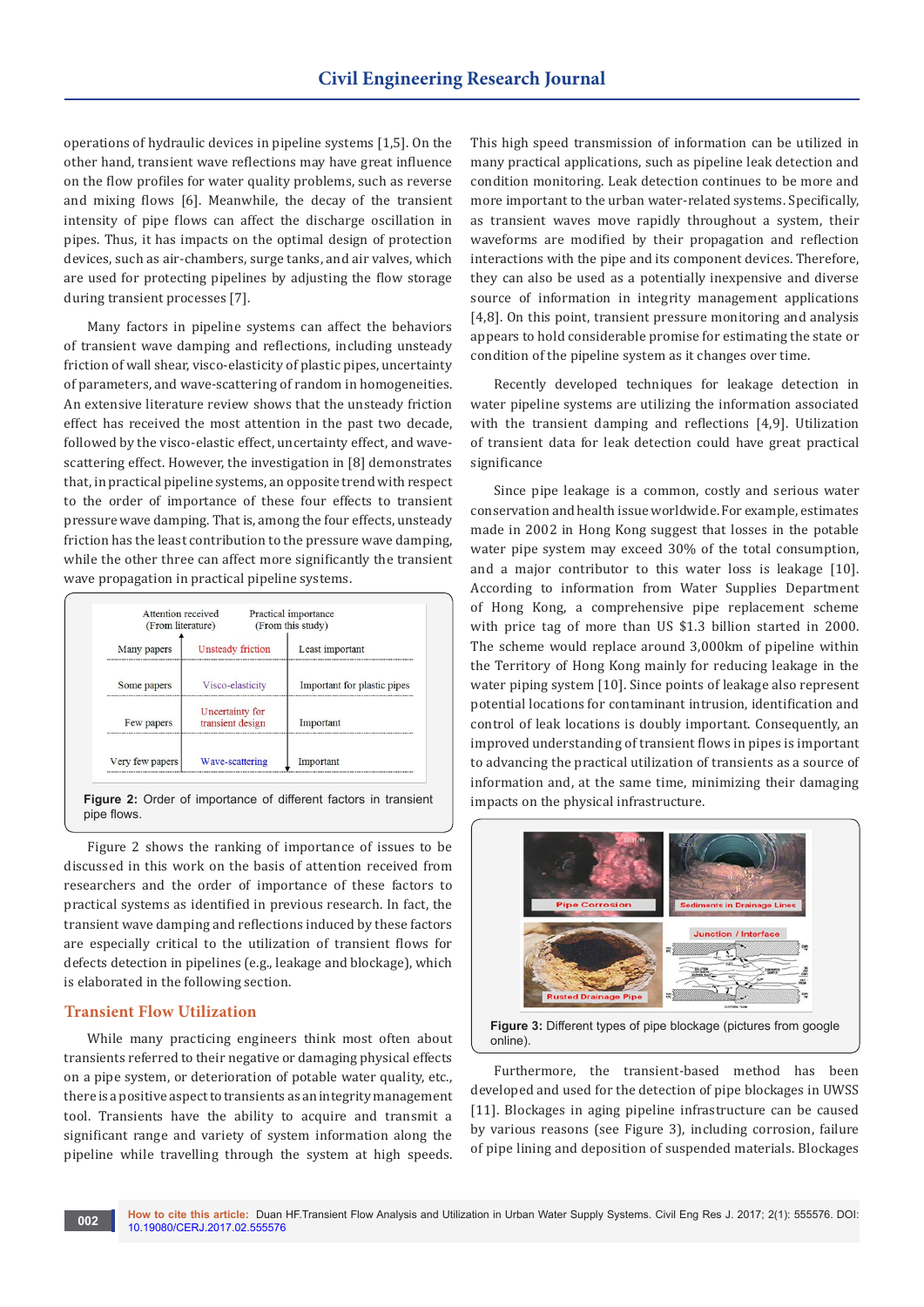operations of hydraulic devices in pipeline systems [1,5]. On the other hand, transient wave reflections may have great influence on the flow profiles for water quality problems, such as reverse and mixing flows [6]. Meanwhile, the decay of the transient intensity of pipe flows can affect the discharge oscillation in pipes. Thus, it has impacts on the optimal design of protection devices, such as air-chambers, surge tanks, and air valves, which are used for protecting pipelines by adjusting the flow storage during transient processes [7].

Many factors in pipeline systems can affect the behaviors of transient wave damping and reflections, including unsteady friction of wall shear, visco-elasticity of plastic pipes, uncertainty of parameters, and wave-scattering of random in homogeneities. An extensive literature review shows that the unsteady friction effect has received the most attention in the past two decade, followed by the visco-elastic effect, uncertainty effect, and wave-scattering effect. However, the investigation in [8] demonstrates that, in practical pipeline systems, an opposite trend with respect to the order of importance of these four effects to transient pressure wave damping. That is, among the four effects, unsteady friction has the least contribution to the pressure wave damping, while the other three can affect more significantly the transient wave propagation in practical pipeline systems.

| Attention received (From literature) | | Practical importance (From this study) |
|---|---|---|
| Many papers | Unsteady friction | Least important |
| Some papers | Visco-elasticity | Important for plastic pipes |
| Few papers | Uncertainty for transient design | Important |
| Very few papers | Wave-scattering | Important |

**Figure 2:** Order of importance of different factors in transient pipe flows.

Figure 2 shows the ranking of importance of issues to be discussed in this work on the basis of attention received from researchers and the order of importance of these factors to practical systems as identified in previous research. In fact, the transient wave damping and reflections induced by these factors are especially critical to the utilization of transient flows for defects detection in pipelines (e.g., leakage and blockage), which is elaborated in the following section.

## Transient Flow Utilization

While many practicing engineers think most often about transients referred to their negative or damaging physical effects on a pipe system, or deterioration of potable water quality, etc., there is a positive aspect to transients as an integrity management tool. Transients have the ability to acquire and transmit a significant range and variety of system information along the pipeline while travelling through the system at high speeds. This high speed transmission of information can be utilized in many practical applications, such as pipeline leak detection and condition monitoring. Leak detection continues to be more and more important to the urban water-related systems. Specifically, as transient waves move rapidly throughout a system, their waveforms are modified by their propagation and reflection interactions with the pipe and its component devices. Therefore, they can also be used as a potentially inexpensive and diverse source of information in integrity management applications [4,8]. On this point, transient pressure monitoring and analysis appears to hold considerable promise for estimating the state or condition of the pipeline system as it changes over time.

Recently developed techniques for leakage detection in water pipeline systems are utilizing the information associated with the transient damping and reflections [4,9]. Utilization of transient data for leak detection could have great practical significance

Since pipe leakage is a common, costly and serious water conservation and health issue worldwide. For example, estimates made in 2002 in Hong Kong suggest that losses in the potable water pipe system may exceed 30% of the total consumption, and a major contributor to this water loss is leakage [10]. According to information from Water Supplies Department of Hong Kong, a comprehensive pipe replacement scheme with price tag of more than US $1.3 billion started in 2000. The scheme would replace around 3,000km of pipeline within the Territory of Hong Kong mainly for reducing leakage in the water piping system [10]. Since points of leakage also represent potential locations for contaminant intrusion, identification and control of leak locations is doubly important. Consequently, an improved understanding of transient flows in pipes is important to advancing the practical utilization of transients as a source of information and, at the same time, minimizing their damaging impacts on the physical infrastructure.

**Figure 3:** Different types of pipe blockage (pictures from google online).

Furthermore, the transient-based method has been developed and used for the detection of pipe blockages in UWSS [11]. Blockages in aging pipeline infrastructure can be caused by various reasons (see Figure 3), including corrosion, failure of pipe lining and deposition of suspended materials. Blockages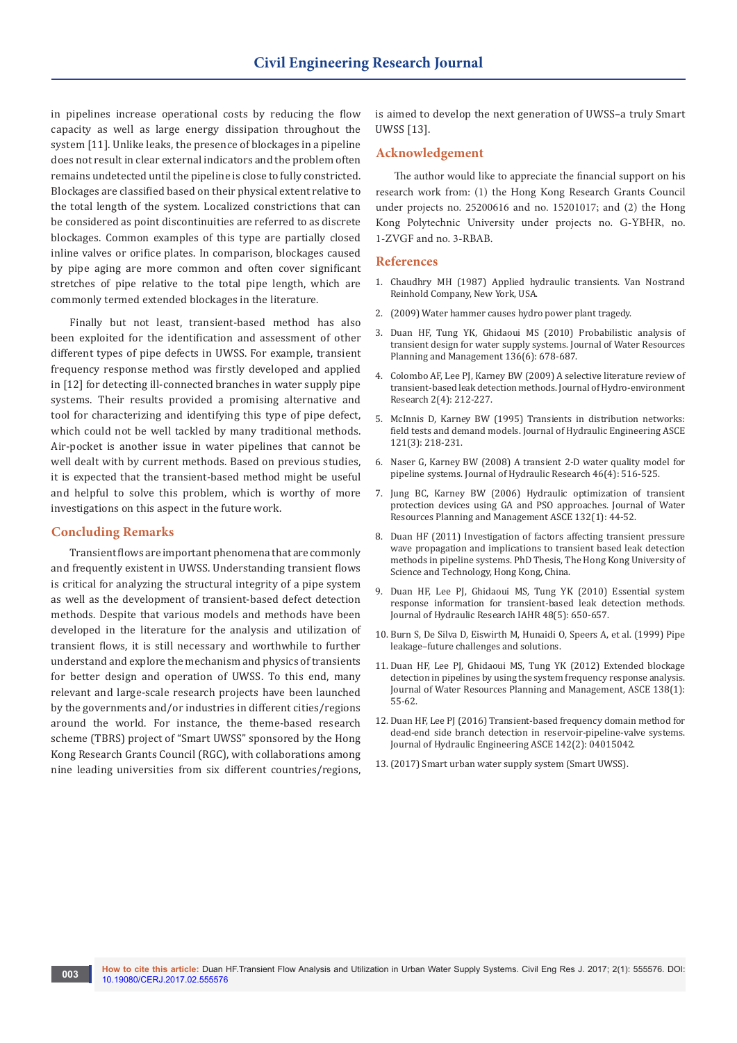in pipelines increase operational costs by reducing the flow capacity as well as large energy dissipation throughout the system [11]. Unlike leaks, the presence of blockages in a pipeline does not result in clear external indicators and the problem often remains undetected until the pipeline is close to fully constricted. Blockages are classified based on their physical extent relative to the total length of the system. Localized constrictions that can be considered as point discontinuities are referred to as discrete blockages. Common examples of this type are partially closed inline valves or orifice plates. In comparison, blockages caused by pipe aging are more common and often cover significant stretches of pipe relative to the total pipe length, which are commonly termed extended blockages in the literature.

Finally but not least, transient-based method has also been exploited for the identification and assessment of other different types of pipe defects in UWSS. For example, transient frequency response method was firstly developed and applied in [12] for detecting ill-connected branches in water supply pipe systems. Their results provided a promising alternative and tool for characterizing and identifying this type of pipe defect, which could not be well tackled by many traditional methods. Air-pocket is another issue in water pipelines that cannot be well dealt with by current methods. Based on previous studies, it is expected that the transient-based method might be useful and helpful to solve this problem, which is worthy of more investigations on this aspect in the future work.

## Concluding Remarks

Transient flows are important phenomena that are commonly and frequently existent in UWSS. Understanding transient flows is critical for analyzing the structural integrity of a pipe system as well as the development of transient-based defect detection methods. Despite that various models and methods have been developed in the literature for the analysis and utilization of transient flows, it is still necessary and worthwhile to further understand and explore the mechanism and physics of transients for better design and operation of UWSS. To this end, many relevant and large-scale research projects have been launched by the governments and/or industries in different cities/regions around the world. For instance, the theme-based research scheme (TBRS) project of "Smart UWSS" sponsored by the Hong Kong Research Grants Council (RGC), with collaborations among nine leading universities from six different countries/regions, is aimed to develop the next generation of UWSS–a truly Smart UWSS [13].

## Acknowledgement

The author would like to appreciate the financial support on his research work from: (1) the Hong Kong Research Grants Council under projects no. 25200616 and no. 15201017; and (2) the Hong Kong Polytechnic University under projects no. G-YBHR, no. 1-ZVGF and no. 3-RBAB.

## References

1. Chaudhry MH (1987) Applied hydraulic transients. Van Nostrand Reinhold Company, New York, USA.
2. (2009) Water hammer causes hydro power plant tragedy.
3. Duan HF, Tung YK, Ghidaoui MS (2010) Probabilistic analysis of transient design for water supply systems. Journal of Water Resources Planning and Management 136(6): 678-687.
4. Colombo AF, Lee PJ, Karney BW (2009) A selective literature review of transient-based leak detection methods. Journal of Hydro-environment Research 2(4): 212-227.
5. McInnis D, Karney BW (1995) Transients in distribution networks: field tests and demand models. Journal of Hydraulic Engineering ASCE 121(3): 218-231.
6. Naser G, Karney BW (2008) A transient 2-D water quality model for pipeline systems. Journal of Hydraulic Research 46(4): 516-525.
7. Jung BC, Karney BW (2006) Hydraulic optimization of transient protection devices using GA and PSO approaches. Journal of Water Resources Planning and Management ASCE 132(1): 44-52.
8. Duan HF (2011) Investigation of factors affecting transient pressure wave propagation and implications to transient based leak detection methods in pipeline systems. PhD Thesis, The Hong Kong University of Science and Technology, Hong Kong, China.
9. Duan HF, Lee PJ, Ghidaoui MS, Tung YK (2010) Essential system response information for transient-based leak detection methods. Journal of Hydraulic Research IAHR 48(5): 650-657.
10. Burn S, De Silva D, Eiswirth M, Hunaidi O, Speers A, et al. (1999) Pipe leakage–future challenges and solutions.
11. Duan HF, Lee PJ, Ghidaoui MS, Tung YK (2012) Extended blockage detection in pipelines by using the system frequency response analysis. Journal of Water Resources Planning and Management, ASCE 138(1): 55-62.
12. Duan HF, Lee PJ (2016) Transient-based frequency domain method for dead-end side branch detection in reservoir-pipeline-valve systems. Journal of Hydraulic Engineering ASCE 142(2): 04015042.
13. (2017) Smart urban water supply system (Smart UWSS).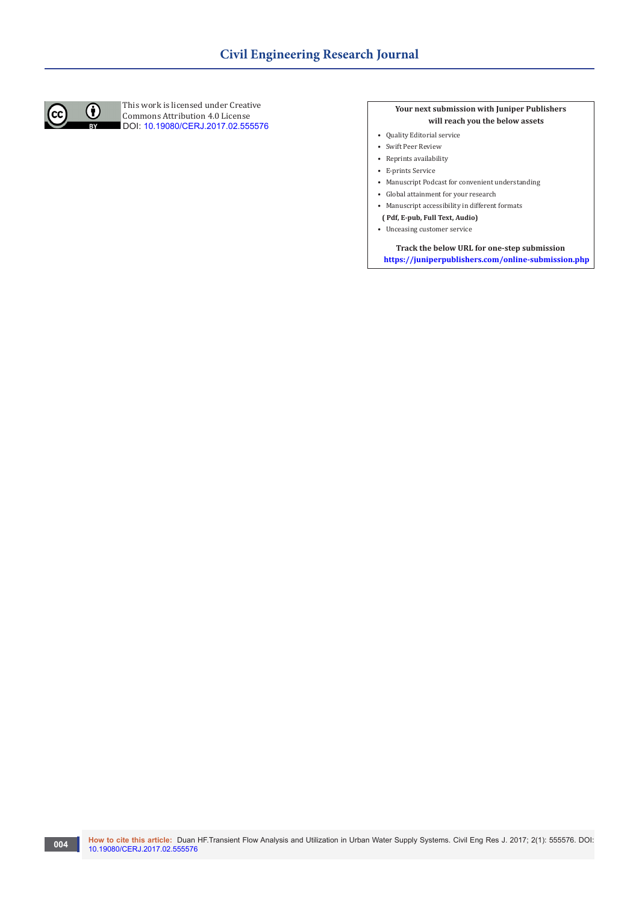This work is licensed under Creative Commons Attribution 4.0 License
DOI: 10.19080/CERJ.2017.02.555576

**Your next submission with Juniper Publishers will reach you the below assets**

- Quality Editorial service
- Swift Peer Review
- Reprints availability
- E-prints Service
- Manuscript Podcast for convenient understanding
- Global attainment for your research
- Manuscript accessibility in different formats

**( Pdf, E-pub, Full Text, Audio)**

- Unceasing customer service

**Track the below URL for one-step submission**
**https://juniperpublishers.com/online-submission.php**